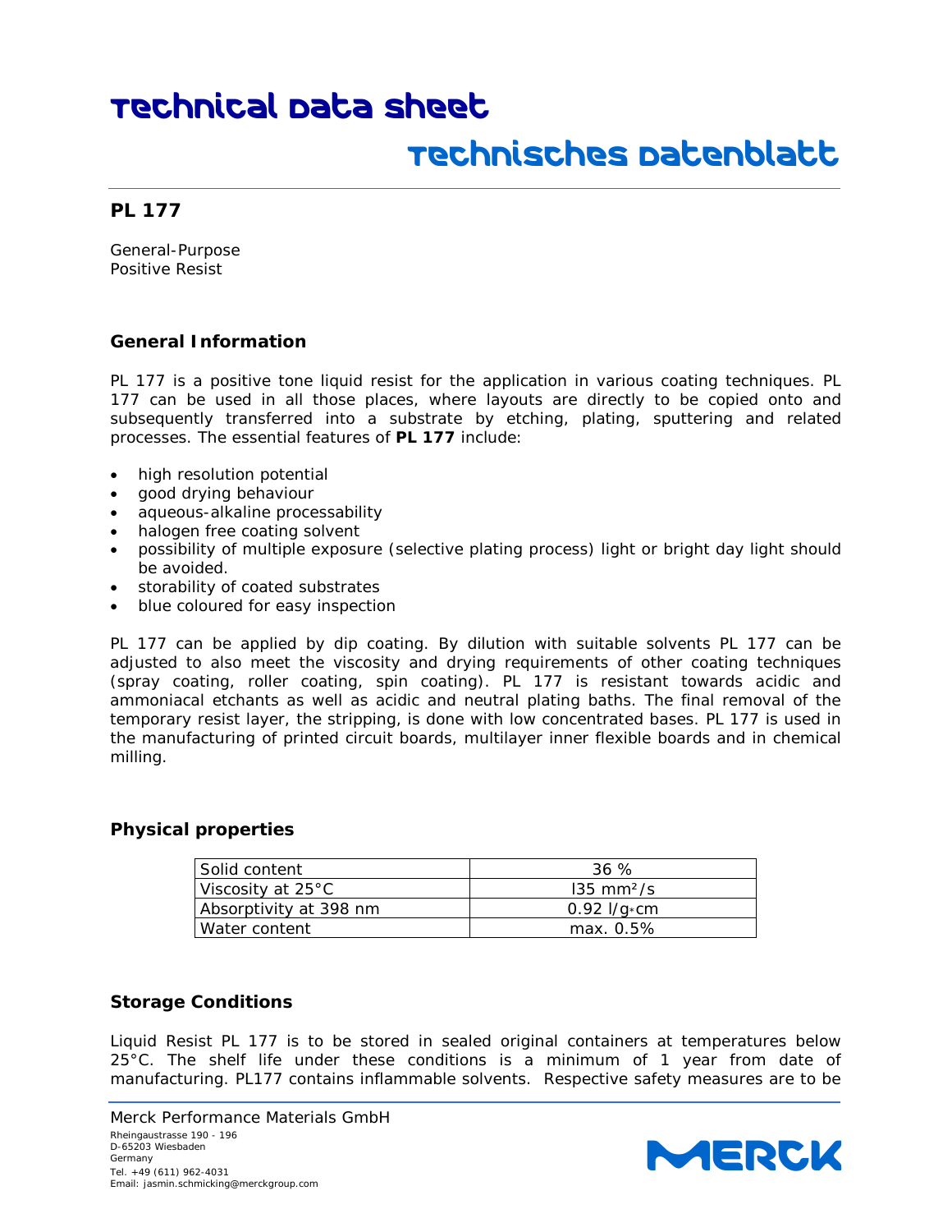# Technical Data Sheet

# Technisches Datenblatt

## PL 177

General-Purpose
Positive Resist

### General Information

PL 177 is a positive tone liquid resist for the application in various coating techniques. PL 177 can be used in all those places, where layouts are directly to be copied onto and subsequently transferred into a substrate by etching, plating, sputtering and related processes. The essential features of **PL 177** include:

- high resolution potential
- good drying behaviour
- aqueous-alkaline processability
- halogen free coating solvent
- possibility of multiple exposure (selective plating process) light or bright day light should be avoided.
- storability of coated substrates
- blue coloured for easy inspection

PL 177 can be applied by dip coating. By dilution with suitable solvents PL 177 can be adjusted to also meet the viscosity and drying requirements of other coating techniques (spray coating, roller coating, spin coating). PL 177 is resistant towards acidic and ammoniacal etchants as well as acidic and neutral plating baths. The final removal of the temporary resist layer, the stripping, is done with low concentrated bases. PL 177 is used in the manufacturing of printed circuit boards, multilayer inner flexible boards and in chemical milling.

### Physical properties

| Solid content | 36 % |
|---|---|
| Viscosity at 25°C | l35 $mm^2/s$ |
| Absorptivity at 398 nm | 0.92 l/g*cm |
| Water content | max. 0.5% |

### Storage Conditions

Liquid Resist PL 177 is to be stored in sealed original containers at temperatures below 25°C. The shelf life under these conditions is a minimum of 1 year from date of manufacturing. PL177 contains inflammable solvents. Respective safety measures are to be

Merck Performance Materials GmbH
Rheingaustrasse 190 - 196
D-65203 Wiesbaden
Germany
Tel. +49 (611) 962-4031
Email: jasmin.schmicking@merckgroup.com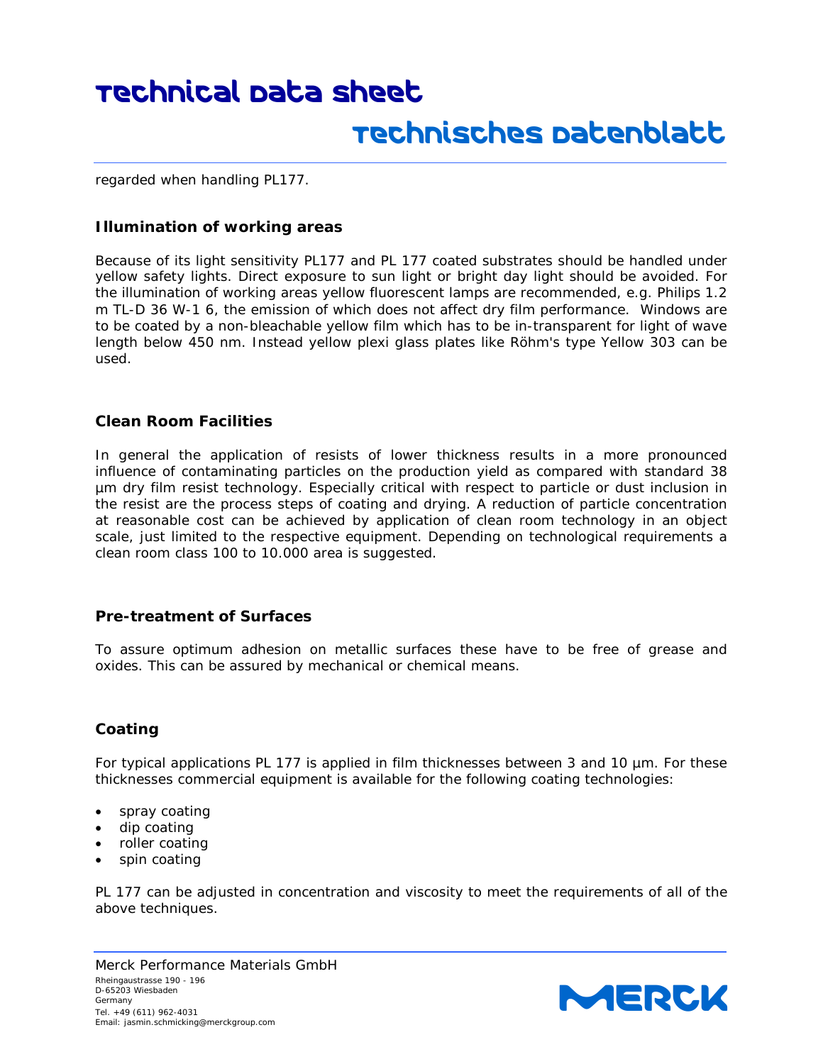regarded when handling PL177.

## Illumination of working areas

Because of its light sensitivity PL177 and PL 177 coated substrates should be handled under yellow safety lights. Direct exposure to sun light or bright day light should be avoided. For the illumination of working areas yellow fluorescent lamps are recommended, e.g. Philips 1.2 m TL-D 36 W-1 6, the emission of which does not affect dry film performance. Windows are to be coated by a non-bleachable yellow film which has to be in-transparent for light of wave length below 450 nm. Instead yellow plexi glass plates like Röhm's type Yellow 303 can be used.

## Clean Room Facilities

In general the application of resists of lower thickness results in a more pronounced influence of contaminating particles on the production yield as compared with standard 38 µm dry film resist technology. Especially critical with respect to particle or dust inclusion in the resist are the process steps of coating and drying. A reduction of particle concentration at reasonable cost can be achieved by application of clean room technology in an object scale, just limited to the respective equipment. Depending on technological requirements a clean room class 100 to 10.000 area is suggested.

## Pre-treatment of Surfaces

To assure optimum adhesion on metallic surfaces these have to be free of grease and oxides. This can be assured by mechanical or chemical means.

## Coating

For typical applications PL 177 is applied in film thicknesses between 3 and 10 µm. For these thicknesses commercial equipment is available for the following coating technologies:

- spray coating
- dip coating
- roller coating
- spin coating

PL 177 can be adjusted in concentration and viscosity to meet the requirements of all of the above techniques.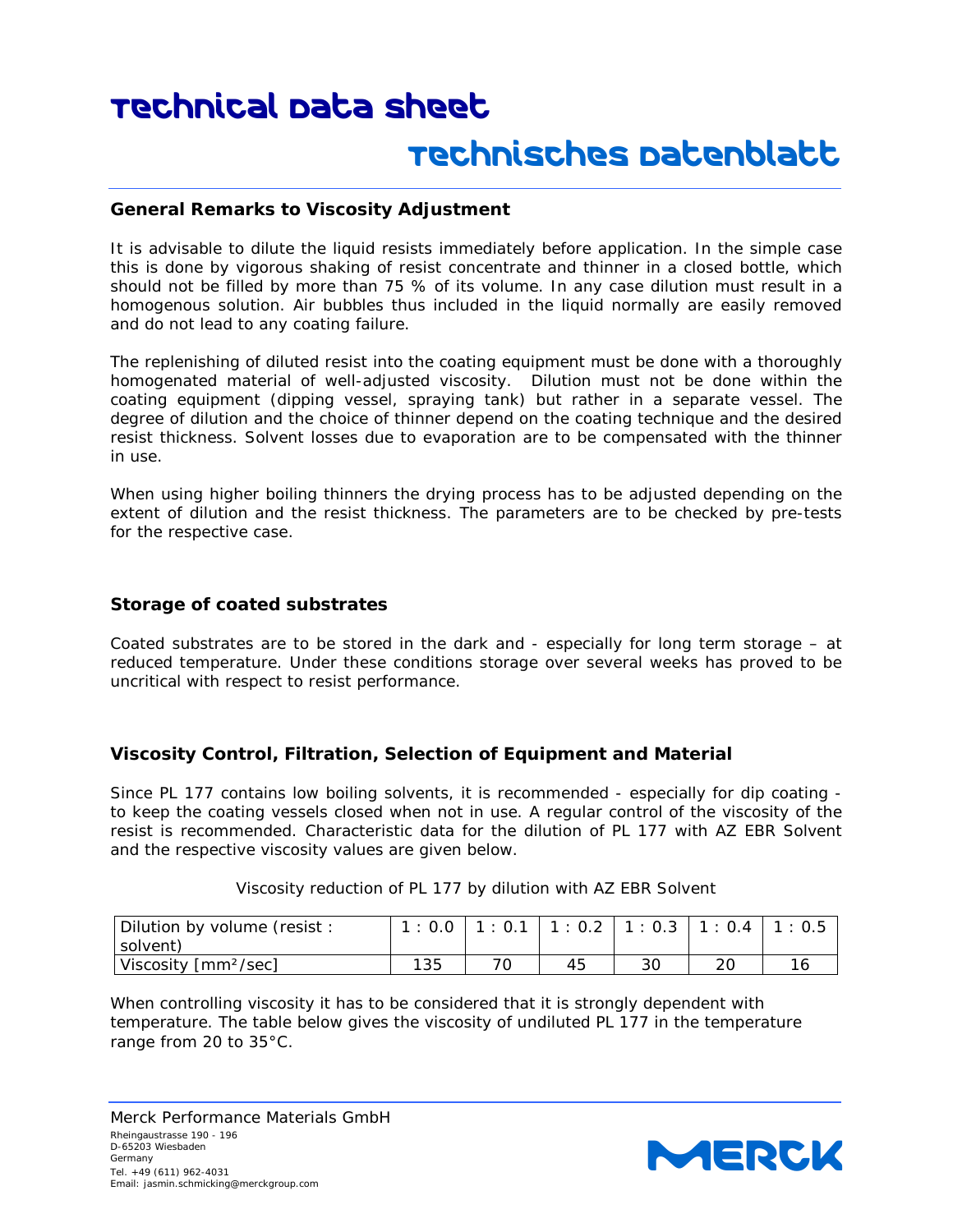## General Remarks to Viscosity Adjustment

It is advisable to dilute the liquid resists immediately before application. In the simple case this is done by vigorous shaking of resist concentrate and thinner in a closed bottle, which should not be filled by more than 75 % of its volume. In any case dilution must result in a homogenous solution. Air bubbles thus included in the liquid normally are easily removed and do not lead to any coating failure.

The replenishing of diluted resist into the coating equipment must be done with a thoroughly homogenated material of well-adjusted viscosity. Dilution must not be done within the coating equipment (dipping vessel, spraying tank) but rather in a separate vessel. The degree of dilution and the choice of thinner depend on the coating technique and the desired resist thickness. Solvent losses due to evaporation are to be compensated with the thinner in use.

When using higher boiling thinners the drying process has to be adjusted depending on the extent of dilution and the resist thickness. The parameters are to be checked by pre-tests for the respective case.

## Storage of coated substrates

Coated substrates are to be stored in the dark and - especially for long term storage – at reduced temperature. Under these conditions storage over several weeks has proved to be uncritical with respect to resist performance.

## Viscosity Control, Filtration, Selection of Equipment and Material

Since PL 177 contains low boiling solvents, it is recommended - especially for dip coating - to keep the coating vessels closed when not in use. A regular control of the viscosity of the resist is recommended. Characteristic data for the dilution of PL 177 with AZ EBR Solvent and the respective viscosity values are given below.

Viscosity reduction of PL 177 by dilution with AZ EBR Solvent

| Dilution by volume (resist : solvent) | 1 : 0.0 | 1 : 0.1 | 1 : 0.2 | 1 : 0.3 | 1 : 0.4 | 1 : 0.5 |
|---|---|---|---|---|---|---|
| Viscosity [mm²/sec] | 135 | 70 | 45 | 30 | 20 | 16 |

When controlling viscosity it has to be considered that it is strongly dependent with temperature. The table below gives the viscosity of undiluted PL 177 in the temperature range from 20 to 35°C.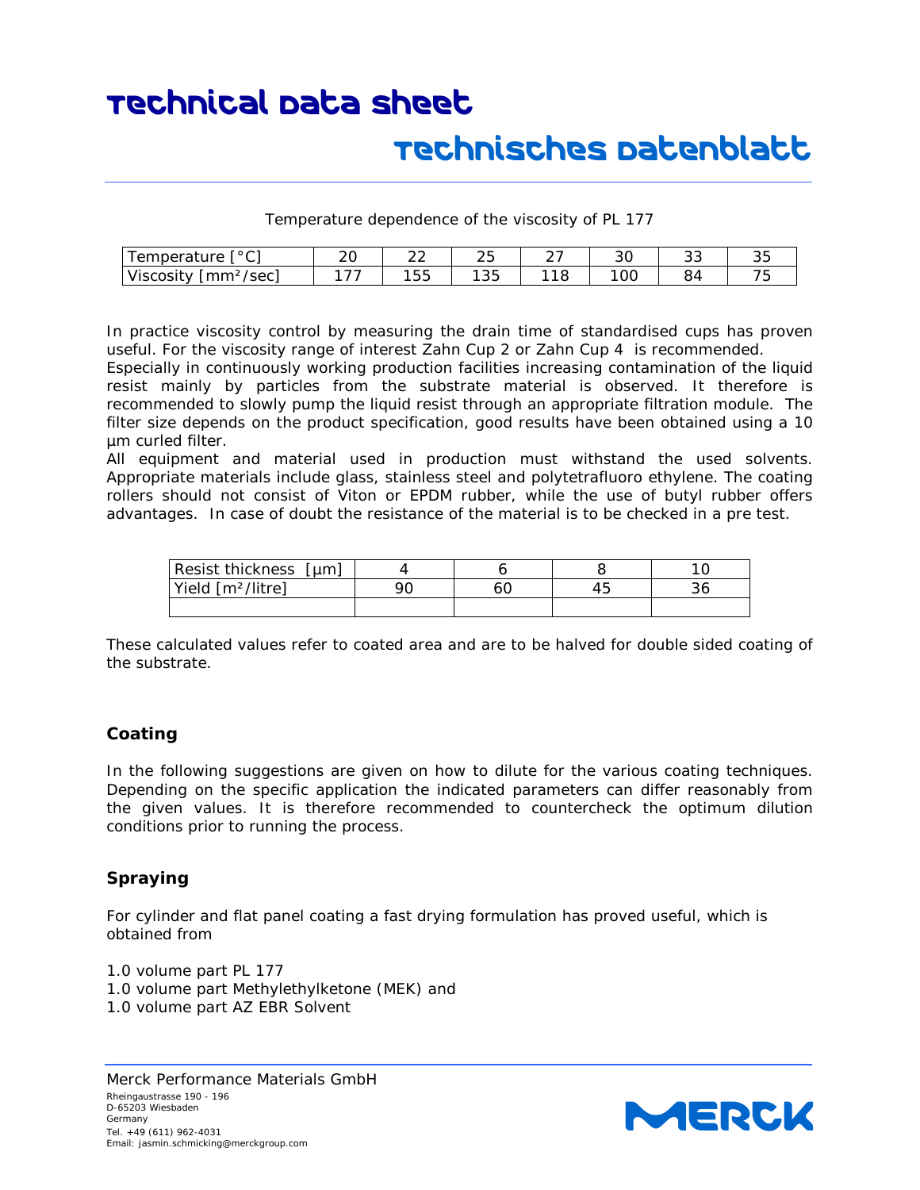Temperature dependence of the viscosity of PL 177

| Temperature [°C] | 20 | 22 | 25 | 27 | 30 | 33 | 35 |
| --- | --- | --- | --- | --- | --- | --- | --- |
| Viscosity [mm²/sec] | 177 | 155 | 135 | 118 | 100 | 84 | 75 |

In practice viscosity control by measuring the drain time of standardised cups has proven useful. For the viscosity range of interest Zahn Cup 2 or Zahn Cup 4 is recommended.
Especially in continuously working production facilities increasing contamination of the liquid resist mainly by particles from the substrate material is observed. It therefore is recommended to slowly pump the liquid resist through an appropriate filtration module. The filter size depends on the product specification, good results have been obtained using a 10 µm curled filter.
All equipment and material used in production must withstand the used solvents. Appropriate materials include glass, stainless steel and polytetrafluoro ethylene. The coating rollers should not consist of Viton or EPDM rubber, while the use of butyl rubber offers advantages. In case of doubt the resistance of the material is to be checked in a pre test.

| Resist thickness [µm] | 4 | 6 | 8 | 10 |
| --- | --- | --- | --- | --- |
| Yield [m²/litre] | 90 | 60 | 45 | 36 |
| | | | | |

These calculated values refer to coated area and are to be halved for double sided coating of the substrate.

## Coating

In the following suggestions are given on how to dilute for the various coating techniques. Depending on the specific application the indicated parameters can differ reasonably from the given values. It is therefore recommended to countercheck the optimum dilution conditions prior to running the process.

## Spraying

For cylinder and flat panel coating a fast drying formulation has proved useful, which is obtained from

1.0 volume part PL 177
1.0 volume part Methylethylketone (MEK) and
1.0 volume part AZ EBR Solvent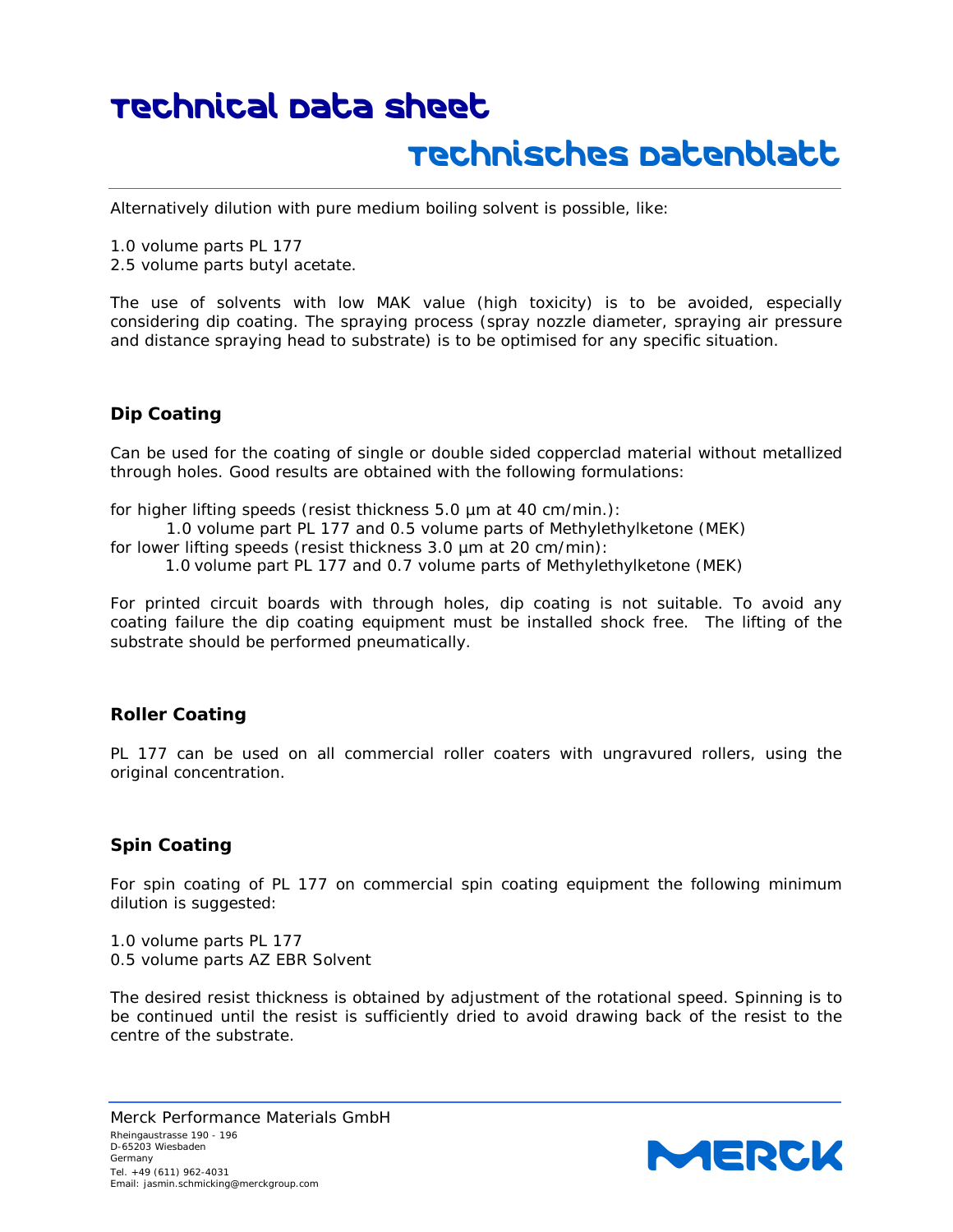Alternatively dilution with pure medium boiling solvent is possible, like:

1.0 volume parts PL 177
2.5 volume parts butyl acetate.

The use of solvents with low MAK value (high toxicity) is to be avoided, especially considering dip coating. The spraying process (spray nozzle diameter, spraying air pressure and distance spraying head to substrate) is to be optimised for any specific situation.

### Dip Coating

Can be used for the coating of single or double sided copperclad material without metallized through holes. Good results are obtained with the following formulations:

for higher lifting speeds (resist thickness 5.0 µm at 40 cm/min.):
    1.0 volume part PL 177 and 0.5 volume parts of Methylethylketone (MEK)
for lower lifting speeds (resist thickness 3.0 µm at 20 cm/min):
    1.0 volume part PL 177 and 0.7 volume parts of Methylethylketone (MEK)

For printed circuit boards with through holes, dip coating is not suitable. To avoid any coating failure the dip coating equipment must be installed shock free. The lifting of the substrate should be performed pneumatically.

### Roller Coating

PL 177 can be used on all commercial roller coaters with ungravured rollers, using the original concentration.

### Spin Coating

For spin coating of PL 177 on commercial spin coating equipment the following minimum dilution is suggested:

1.0 volume parts PL 177
0.5 volume parts AZ EBR Solvent

The desired resist thickness is obtained by adjustment of the rotational speed. Spinning is to be continued until the resist is sufficiently dried to avoid drawing back of the resist to the centre of the substrate.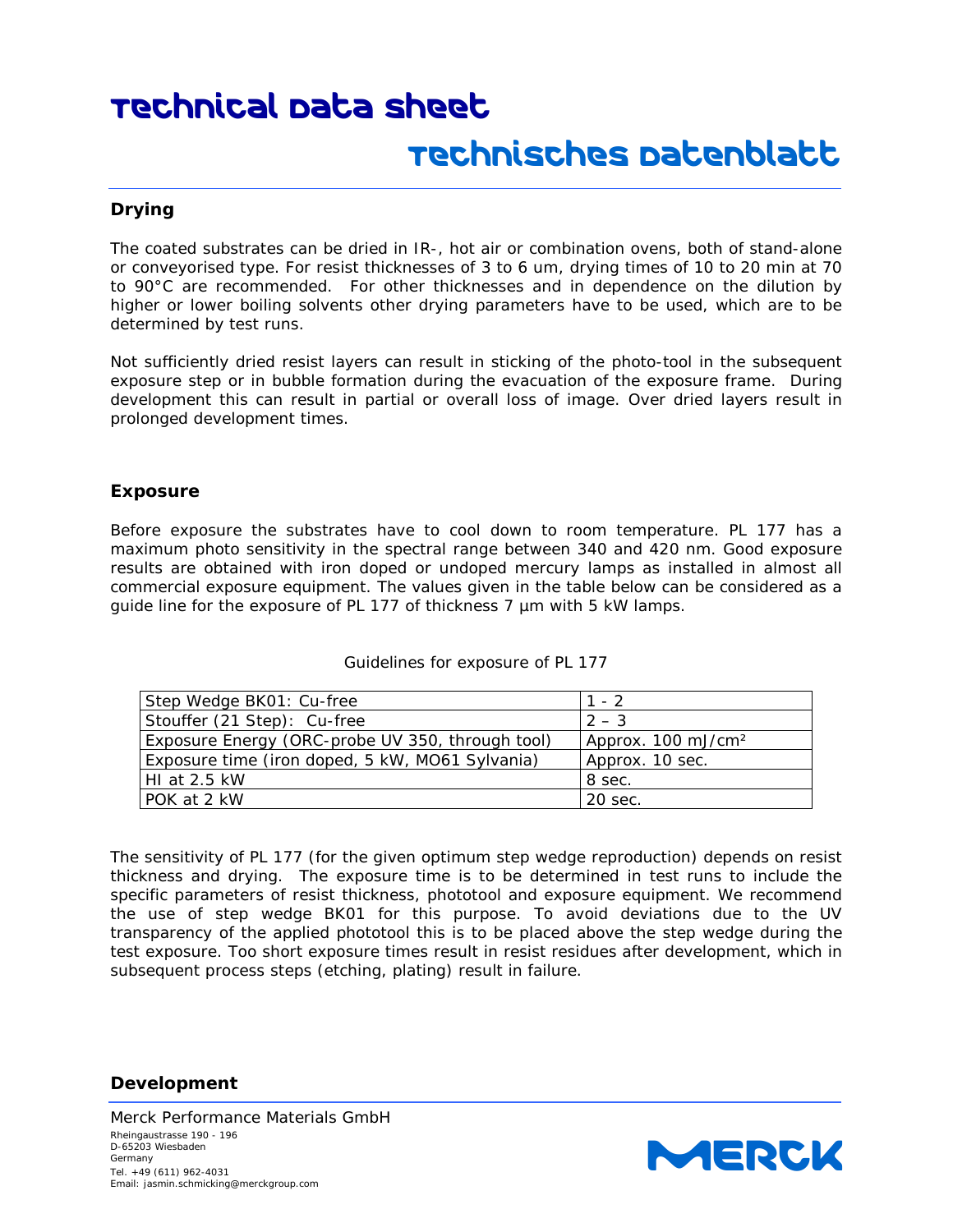## Drying

The coated substrates can be dried in IR-, hot air or combination ovens, both of stand-alone or conveyorised type. For resist thicknesses of 3 to 6 um, drying times of 10 to 20 min at 70 to 90°C are recommended. For other thicknesses and in dependence on the dilution by higher or lower boiling solvents other drying parameters have to be used, which are to be determined by test runs.

Not sufficiently dried resist layers can result in sticking of the photo-tool in the subsequent exposure step or in bubble formation during the evacuation of the exposure frame. During development this can result in partial or overall loss of image. Over dried layers result in prolonged development times.

## Exposure

Before exposure the substrates have to cool down to room temperature. PL 177 has a maximum photo sensitivity in the spectral range between 340 and 420 nm. Good exposure results are obtained with iron doped or undoped mercury lamps as installed in almost all commercial exposure equipment. The values given in the table below can be considered as a guide line for the exposure of PL 177 of thickness 7 µm with 5 kW lamps.

Guidelines for exposure of PL 177

| | |
|---|---|
| Step Wedge BK01: Cu-free | 1 - 2 |
| Stouffer (21 Step): Cu-free | 2 – 3 |
| Exposure Energy (ORC-probe UV 350, through tool) | Approx. 100 mJ/cm² |
| Exposure time (iron doped, 5 kW, MO61 Sylvania) | Approx. 10 sec. |
| HI at 2.5 kW | 8 sec. |
| POK at 2 kW | 20 sec. |

The sensitivity of PL 177 (for the given optimum step wedge reproduction) depends on resist thickness and drying. The exposure time is to be determined in test runs to include the specific parameters of resist thickness, phototool and exposure equipment. We recommend the use of step wedge BK01 for this purpose. To avoid deviations due to the UV transparency of the applied phototool this is to be placed above the step wedge during the test exposure. Too short exposure times result in resist residues after development, which in subsequent process steps (etching, plating) result in failure.

## Development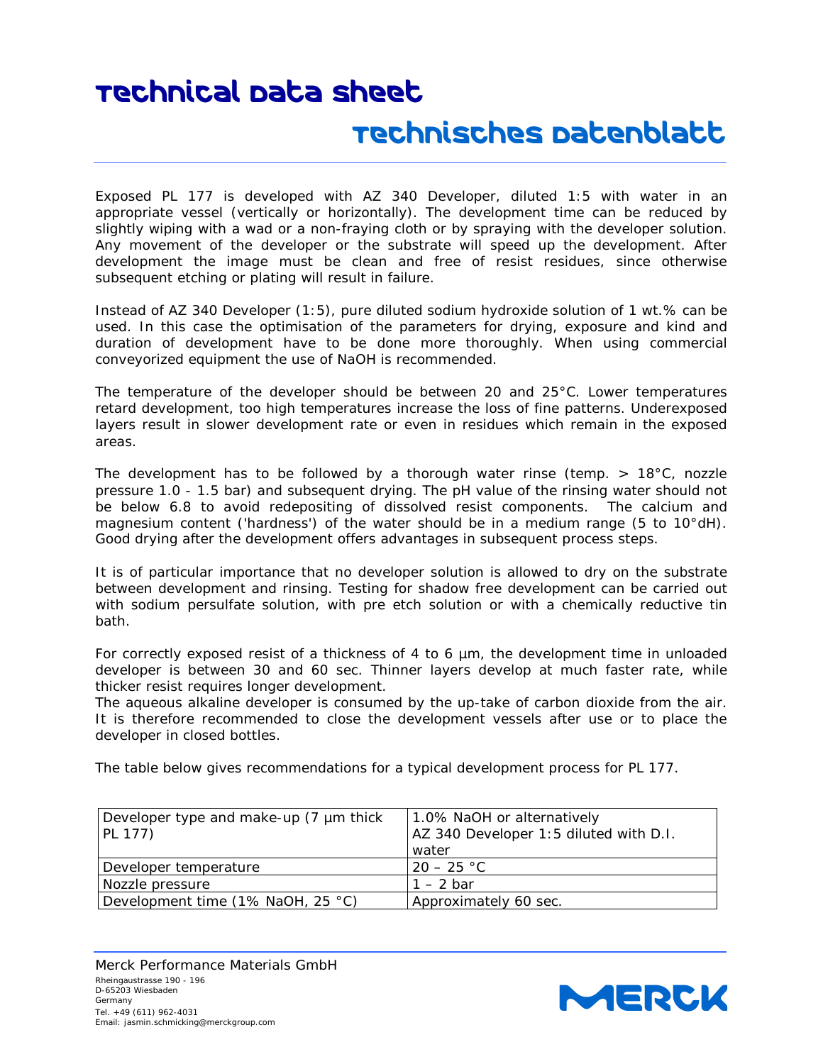Exposed PL 177 is developed with AZ 340 Developer, diluted 1:5 with water in an appropriate vessel (vertically or horizontally). The development time can be reduced by slightly wiping with a wad or a non-fraying cloth or by spraying with the developer solution. Any movement of the developer or the substrate will speed up the development. After development the image must be clean and free of resist residues, since otherwise subsequent etching or plating will result in failure.

Instead of AZ 340 Developer (1:5), pure diluted sodium hydroxide solution of 1 wt.% can be used. In this case the optimisation of the parameters for drying, exposure and kind and duration of development have to be done more thoroughly. When using commercial conveyorized equipment the use of NaOH is recommended.

The temperature of the developer should be between 20 and 25°C. Lower temperatures retard development, too high temperatures increase the loss of fine patterns. Underexposed layers result in slower development rate or even in residues which remain in the exposed areas.

The development has to be followed by a thorough water rinse (temp. > 18°C, nozzle pressure 1.0 - 1.5 bar) and subsequent drying. The pH value of the rinsing water should not be below 6.8 to avoid redepositing of dissolved resist components. The calcium and magnesium content ('hardness') of the water should be in a medium range (5 to 10°dH). Good drying after the development offers advantages in subsequent process steps.

It is of particular importance that no developer solution is allowed to dry on the substrate between development and rinsing. Testing for shadow free development can be carried out with sodium persulfate solution, with pre etch solution or with a chemically reductive tin bath.

For correctly exposed resist of a thickness of 4 to 6 µm, the development time in unloaded developer is between 30 and 60 sec. Thinner layers develop at much faster rate, while thicker resist requires longer development.
The aqueous alkaline developer is consumed by the up-take of carbon dioxide from the air. It is therefore recommended to close the development vessels after use or to place the developer in closed bottles.

The table below gives recommendations for a typical development process for PL 177.

| | |
|---|---|
| Developer type and make-up (7 µm thick PL 177) | 1.0% NaOH or alternatively AZ 340 Developer 1:5 diluted with D.I. water |
| Developer temperature | 20 – 25 °C |
| Nozzle pressure | 1 – 2 bar |
| Development time (1% NaOH, 25 °C) | Approximately 60 sec. |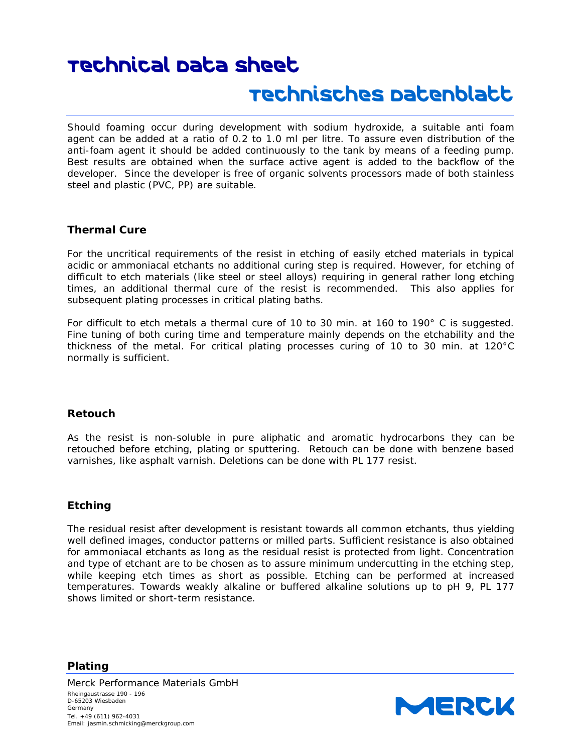Should foaming occur during development with sodium hydroxide, a suitable anti foam agent can be added at a ratio of 0.2 to 1.0 ml per litre. To assure even distribution of the anti-foam agent it should be added continuously to the tank by means of a feeding pump. Best results are obtained when the surface active agent is added to the backflow of the developer. Since the developer is free of organic solvents processors made of both stainless steel and plastic (PVC, PP) are suitable.

## Thermal Cure

For the uncritical requirements of the resist in etching of easily etched materials in typical acidic or ammoniacal etchants no additional curing step is required. However, for etching of difficult to etch materials (like steel or steel alloys) requiring in general rather long etching times, an additional thermal cure of the resist is recommended. This also applies for subsequent plating processes in critical plating baths.

For difficult to etch metals a thermal cure of 10 to 30 min. at 160 to 190° C is suggested. Fine tuning of both curing time and temperature mainly depends on the etchability and the thickness of the metal. For critical plating processes curing of 10 to 30 min. at 120°C normally is sufficient.

## Retouch

As the resist is non-soluble in pure aliphatic and aromatic hydrocarbons they can be retouched before etching, plating or sputtering. Retouch can be done with benzene based varnishes, like asphalt varnish. Deletions can be done with PL 177 resist.

## Etching

The residual resist after development is resistant towards all common etchants, thus yielding well defined images, conductor patterns or milled parts. Sufficient resistance is also obtained for ammoniacal etchants as long as the residual resist is protected from light. Concentration and type of etchant are to be chosen as to assure minimum undercutting in the etching step, while keeping etch times as short as possible. Etching can be performed at increased temperatures. Towards weakly alkaline or buffered alkaline solutions up to pH 9, PL 177 shows limited or short-term resistance.

## Plating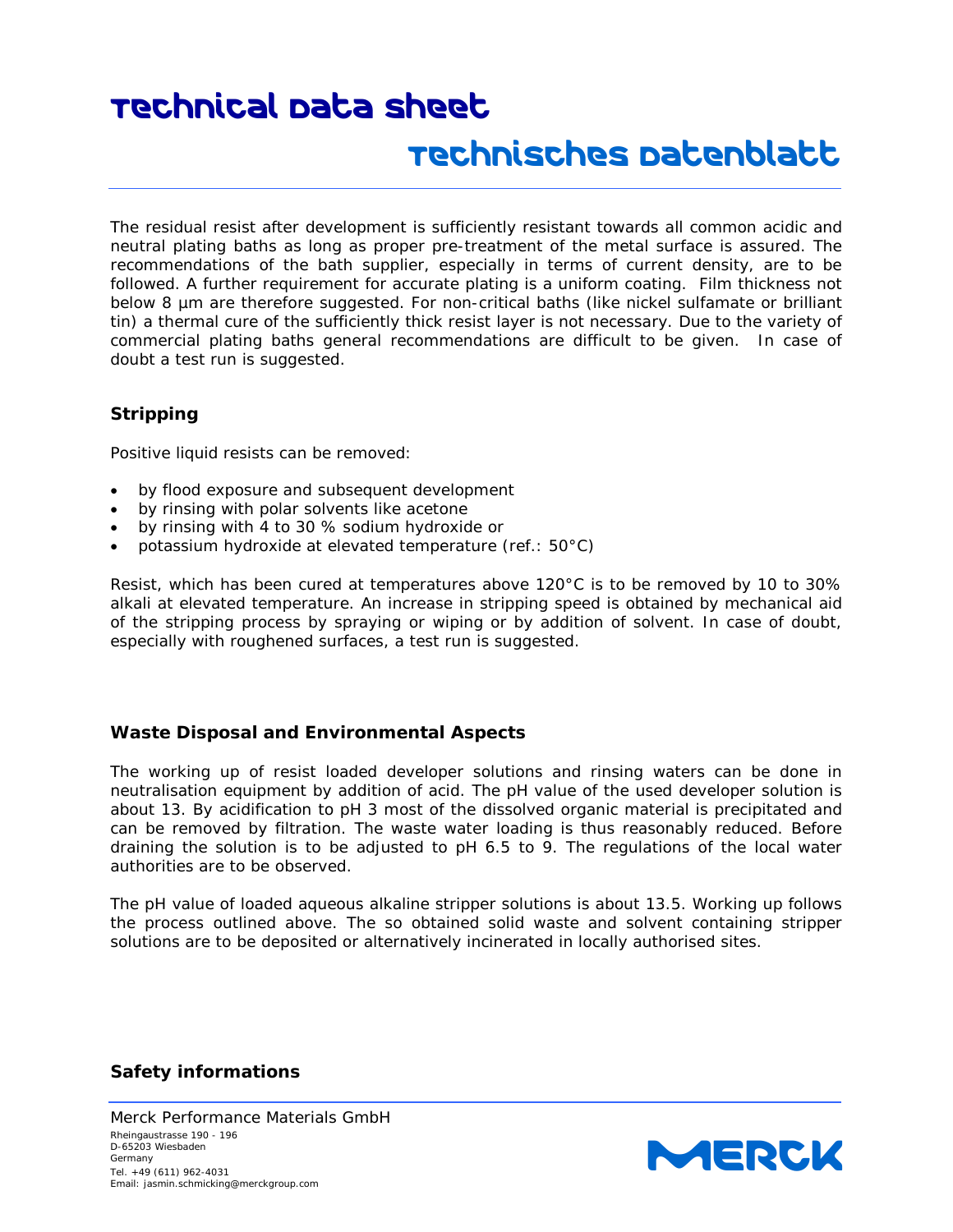The residual resist after development is sufficiently resistant towards all common acidic and neutral plating baths as long as proper pre-treatment of the metal surface is assured. The recommendations of the bath supplier, especially in terms of current density, are to be followed. A further requirement for accurate plating is a uniform coating. Film thickness not below 8 µm are therefore suggested. For non-critical baths (like nickel sulfamate or brilliant tin) a thermal cure of the sufficiently thick resist layer is not necessary. Due to the variety of commercial plating baths general recommendations are difficult to be given. In case of doubt a test run is suggested.

## Stripping

Positive liquid resists can be removed:

- by flood exposure and subsequent development
- by rinsing with polar solvents like acetone
- by rinsing with 4 to 30 % sodium hydroxide or
- potassium hydroxide at elevated temperature (ref.: 50°C)

Resist, which has been cured at temperatures above 120°C is to be removed by 10 to 30% alkali at elevated temperature. An increase in stripping speed is obtained by mechanical aid of the stripping process by spraying or wiping or by addition of solvent. In case of doubt, especially with roughened surfaces, a test run is suggested.

## Waste Disposal and Environmental Aspects

The working up of resist loaded developer solutions and rinsing waters can be done in neutralisation equipment by addition of acid. The pH value of the used developer solution is about 13. By acidification to pH 3 most of the dissolved organic material is precipitated and can be removed by filtration. The waste water loading is thus reasonably reduced. Before draining the solution is to be adjusted to pH 6.5 to 9. The regulations of the local water authorities are to be observed.

The pH value of loaded aqueous alkaline stripper solutions is about 13.5. Working up follows the process outlined above. The so obtained solid waste and solvent containing stripper solutions are to be deposited or alternatively incinerated in locally authorised sites.

## Safety informations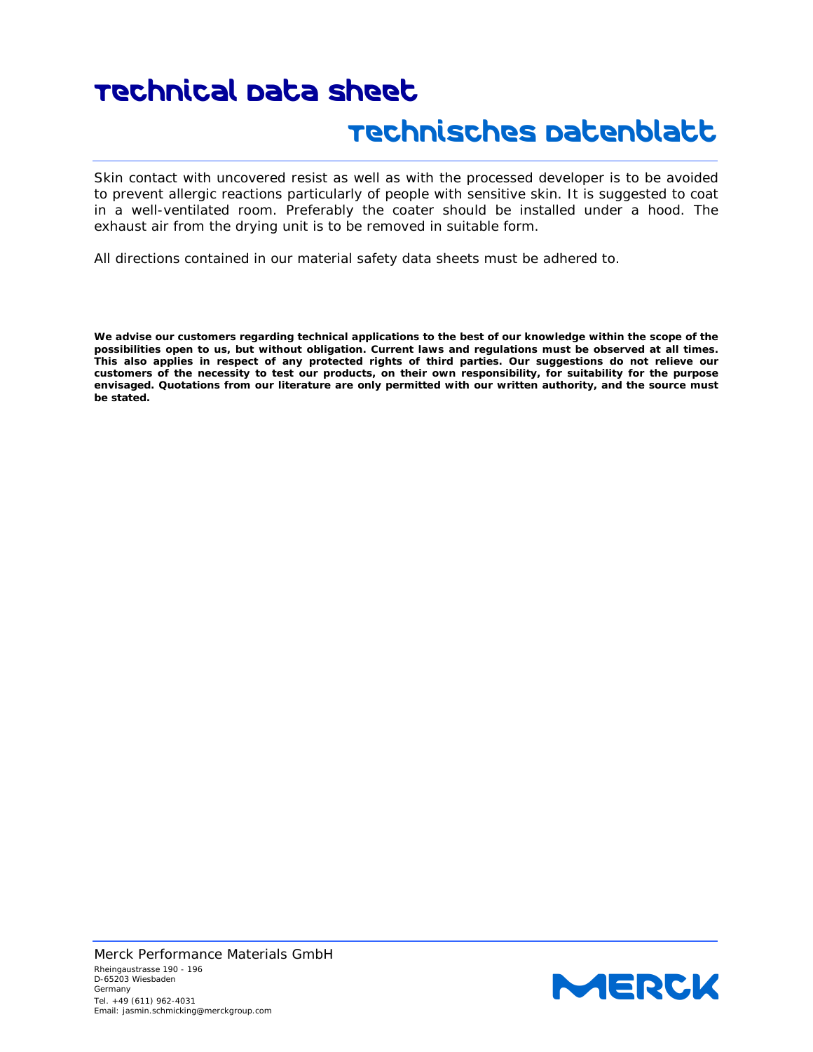Skin contact with uncovered resist as well as with the processed developer is to be avoided to prevent allergic reactions particularly of people with sensitive skin. It is suggested to coat in a well-ventilated room. Preferably the coater should be installed under a hood. The exhaust air from the drying unit is to be removed in suitable form.

All directions contained in our material safety data sheets must be adhered to.

**We advise our customers regarding technical applications to the best of our knowledge within the scope of the possibilities open to us, but without obligation. Current laws and regulations must be observed at all times. This also applies in respect of any protected rights of third parties. Our suggestions do not relieve our customers of the necessity to test our products, on their own responsibility, for suitability for the purpose envisaged. Quotations from our literature are only permitted with our written authority, and the source must be stated.**